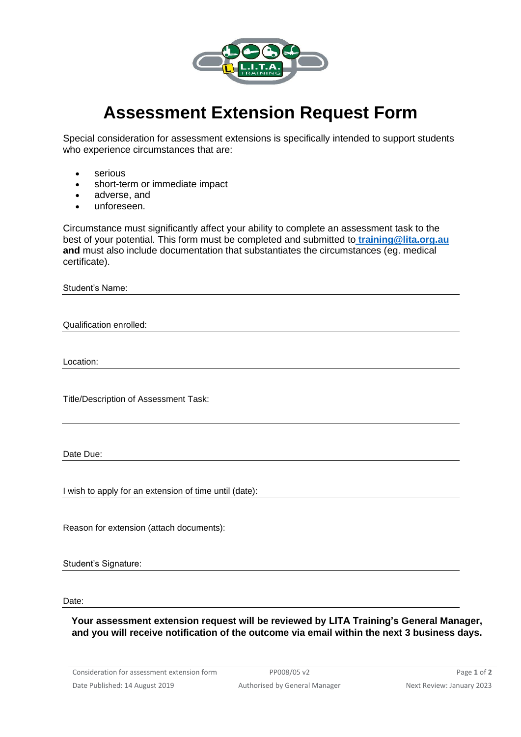# Assessment Extension Request Form

Special consideration for assessment extensions is specifically intended to support students who experience circumstances that are:

- serious
- short-term or immediate impact
- adverse, and
- unforeseen.

Circumstance must significantly affect your ability to complete an assessment task to the best of your potential. This form must be completed and submitted to **training@lita.org.au** **and** must also include documentation that substantiates the circumstances (eg. medical certificate).

Student's Name: ______________________________

Qualification enrolled: ______________________________

Location: ______________________________

Title/Description of Assessment Task: ______________________________

Date Due: ______________________________

I wish to apply for an extension of time until (date): ______________________________

Reason for extension (attach documents):

Student's Signature: ______________________________

Date: ______________________________

**Your assessment extension request will be reviewed by LITA Training's General Manager, and you will receive notification of the outcome via email within the next 3 business days.**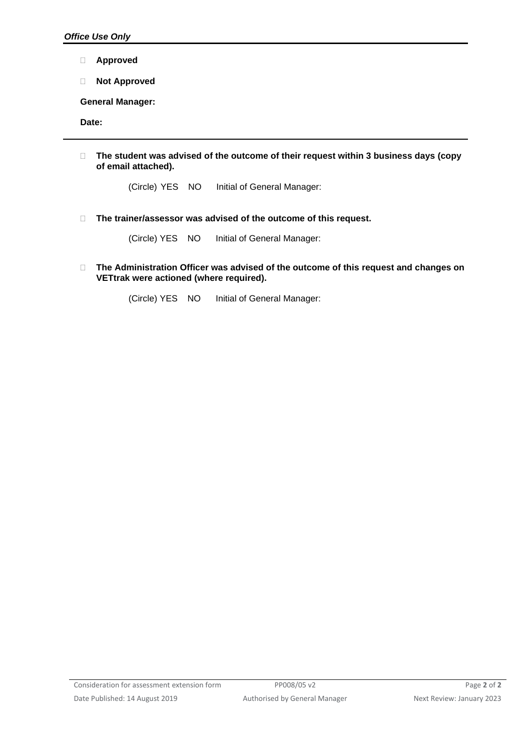***Office Use Only***

- ☐ **Approved**
- ☐ **Not Approved**

**General Manager:**

**Date:**

---

- ☐ **The student was advised of the outcome of their request within 3 business days (copy of email attached).**

  (Circle) YES NO Initial of General Manager:

- ☐ **The trainer/assessor was advised of the outcome of this request.**

  (Circle) YES NO Initial of General Manager:

- ☐ **The Administration Officer was advised of the outcome of this request and changes on VETtrak were actioned (where required).**

  (Circle) YES NO Initial of General Manager: